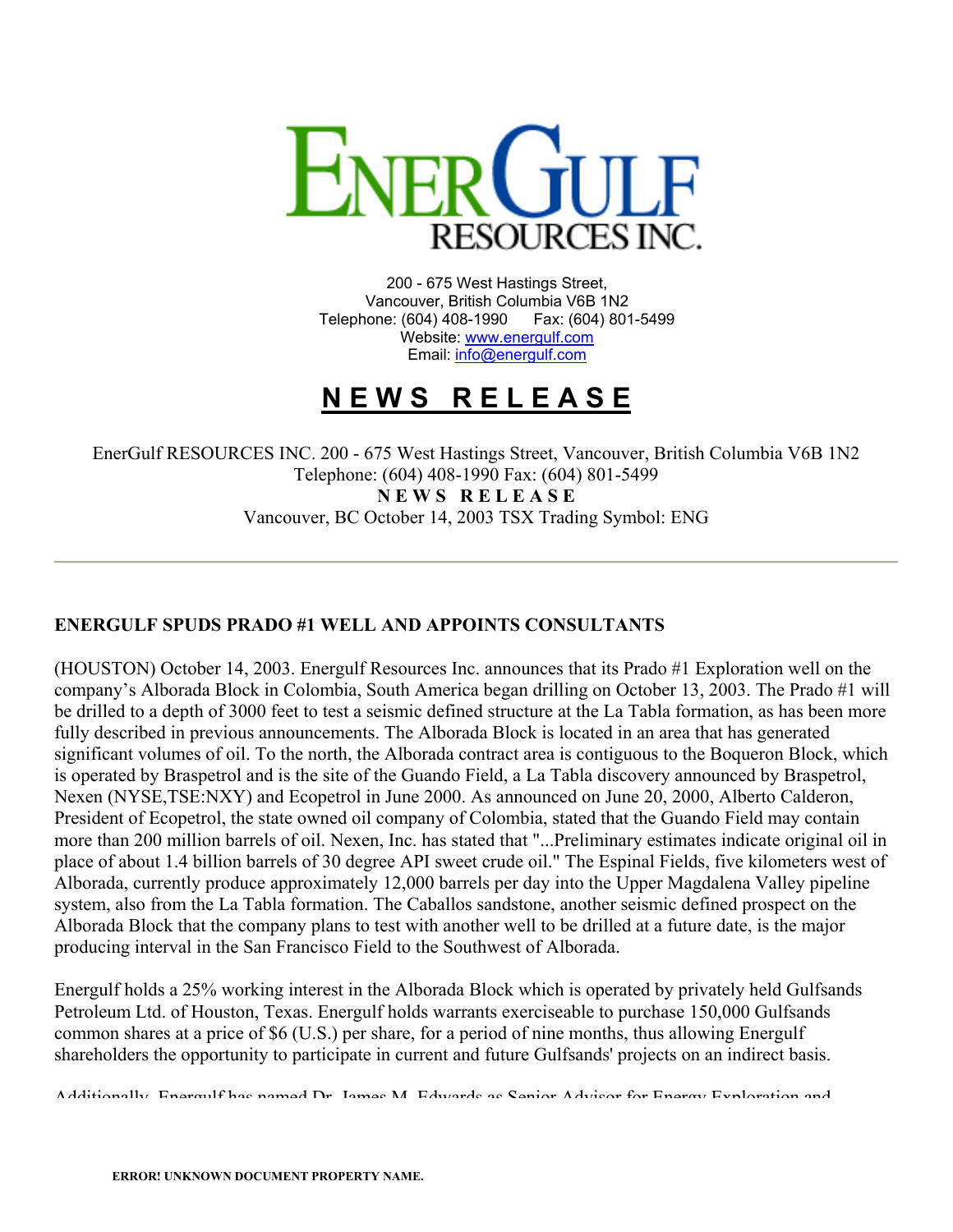# EnerGulf RESOURCES INC.

200 - 675 West Hastings Street,
Vancouver, British Columbia V6B 1N2
Telephone: (604) 408-1990 Fax: (604) 801-5499
Website: www.energulf.com
Email: info@energulf.com

## N E W S R E L E A S E

EnerGulf RESOURCES INC. 200 - 675 West Hastings Street, Vancouver, British Columbia V6B 1N2
Telephone: (604) 408-1990 Fax: (604) 801-5499
**N E W S R E L E A S E**
Vancouver, BC October 14, 2003 TSX Trading Symbol: ENG

---

### ENERGULF SPUDS PRADO #1 WELL AND APPOINTS CONSULTANTS

(HOUSTON) October 14, 2003. Energulf Resources Inc. announces that its Prado #1 Exploration well on the company's Alborada Block in Colombia, South America began drilling on October 13, 2003. The Prado #1 will be drilled to a depth of 3000 feet to test a seismic defined structure at the La Tabla formation, as has been more fully described in previous announcements. The Alborada Block is located in an area that has generated significant volumes of oil. To the north, the Alborada contract area is contiguous to the Boqueron Block, which is operated by Braspetrol and is the site of the Guando Field, a La Tabla discovery announced by Braspetrol, Nexen (NYSE,TSE:NXY) and Ecopetrol in June 2000. As announced on June 20, 2000, Alberto Calderon, President of Ecopetrol, the state owned oil company of Colombia, stated that the Guando Field may contain more than 200 million barrels of oil. Nexen, Inc. has stated that "...Preliminary estimates indicate original oil in place of about 1.4 billion barrels of 30 degree API sweet crude oil." The Espinal Fields, five kilometers west of Alborada, currently produce approximately 12,000 barrels per day into the Upper Magdalena Valley pipeline system, also from the La Tabla formation. The Caballos sandstone, another seismic defined prospect on the Alborada Block that the company plans to test with another well to be drilled at a future date, is the major producing interval in the San Francisco Field to the Southwest of Alborada.

Energulf holds a 25% working interest in the Alborada Block which is operated by privately held Gulfsands Petroleum Ltd. of Houston, Texas. Energulf holds warrants exerciseable to purchase 150,000 Gulfsands common shares at a price of $6 (U.S.) per share, for a period of nine months, thus allowing Energulf shareholders the opportunity to participate in current and future Gulfsands' projects on an indirect basis.

Additionally, Energulf has named Dr. James M. Edwards as Senior Advisor for Energy Exploration and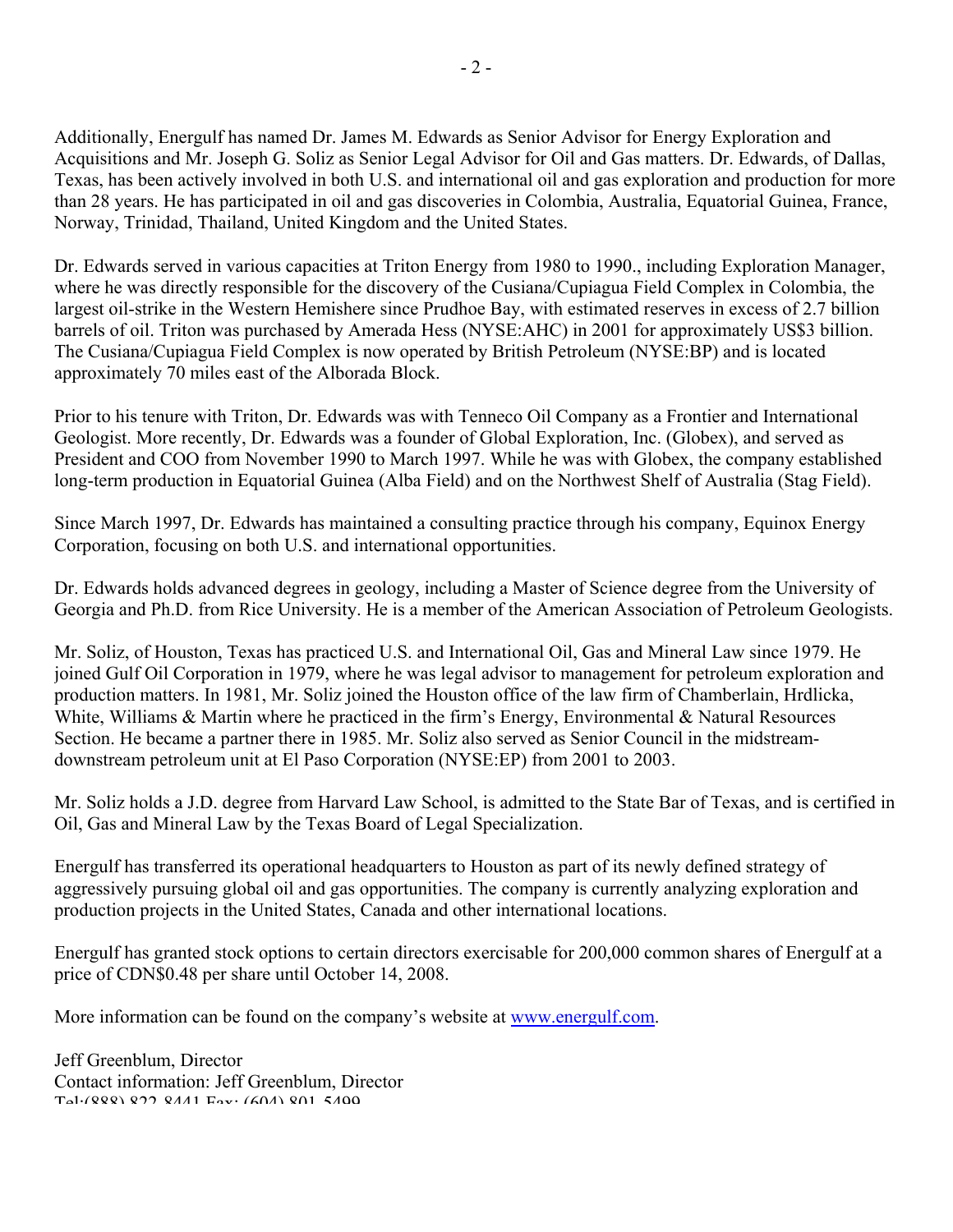Additionally, Energulf has named Dr. James M. Edwards as Senior Advisor for Energy Exploration and Acquisitions and Mr. Joseph G. Soliz as Senior Legal Advisor for Oil and Gas matters. Dr. Edwards, of Dallas, Texas, has been actively involved in both U.S. and international oil and gas exploration and production for more than 28 years. He has participated in oil and gas discoveries in Colombia, Australia, Equatorial Guinea, France, Norway, Trinidad, Thailand, United Kingdom and the United States.

Dr. Edwards served in various capacities at Triton Energy from 1980 to 1990., including Exploration Manager, where he was directly responsible for the discovery of the Cusiana/Cupiagua Field Complex in Colombia, the largest oil-strike in the Western Hemishere since Prudhoe Bay, with estimated reserves in excess of 2.7 billion barrels of oil. Triton was purchased by Amerada Hess (NYSE:AHC) in 2001 for approximately US$3 billion. The Cusiana/Cupiagua Field Complex is now operated by British Petroleum (NYSE:BP) and is located approximately 70 miles east of the Alborada Block.

Prior to his tenure with Triton, Dr. Edwards was with Tenneco Oil Company as a Frontier and International Geologist. More recently, Dr. Edwards was a founder of Global Exploration, Inc. (Globex), and served as President and COO from November 1990 to March 1997. While he was with Globex, the company established long-term production in Equatorial Guinea (Alba Field) and on the Northwest Shelf of Australia (Stag Field).

Since March 1997, Dr. Edwards has maintained a consulting practice through his company, Equinox Energy Corporation, focusing on both U.S. and international opportunities.

Dr. Edwards holds advanced degrees in geology, including a Master of Science degree from the University of Georgia and Ph.D. from Rice University. He is a member of the American Association of Petroleum Geologists.

Mr. Soliz, of Houston, Texas has practiced U.S. and International Oil, Gas and Mineral Law since 1979. He joined Gulf Oil Corporation in 1979, where he was legal advisor to management for petroleum exploration and production matters. In 1981, Mr. Soliz joined the Houston office of the law firm of Chamberlain, Hrdlicka, White, Williams & Martin where he practiced in the firm's Energy, Environmental & Natural Resources Section. He became a partner there in 1985. Mr. Soliz also served as Senior Council in the midstream-downstream petroleum unit at El Paso Corporation (NYSE:EP) from 2001 to 2003.

Mr. Soliz holds a J.D. degree from Harvard Law School, is admitted to the State Bar of Texas, and is certified in Oil, Gas and Mineral Law by the Texas Board of Legal Specialization.

Energulf has transferred its operational headquarters to Houston as part of its newly defined strategy of aggressively pursuing global oil and gas opportunities. The company is currently analyzing exploration and production projects in the United States, Canada and other international locations.

Energulf has granted stock options to certain directors exercisable for 200,000 common shares of Energulf at a price of CDN$0.48 per share until October 14, 2008.

More information can be found on the company's website at www.energulf.com.

Jeff Greenblum, Director
Contact information: Jeff Greenblum, Director
Tel:(888) 822-8441 Fax: (604) 801-5499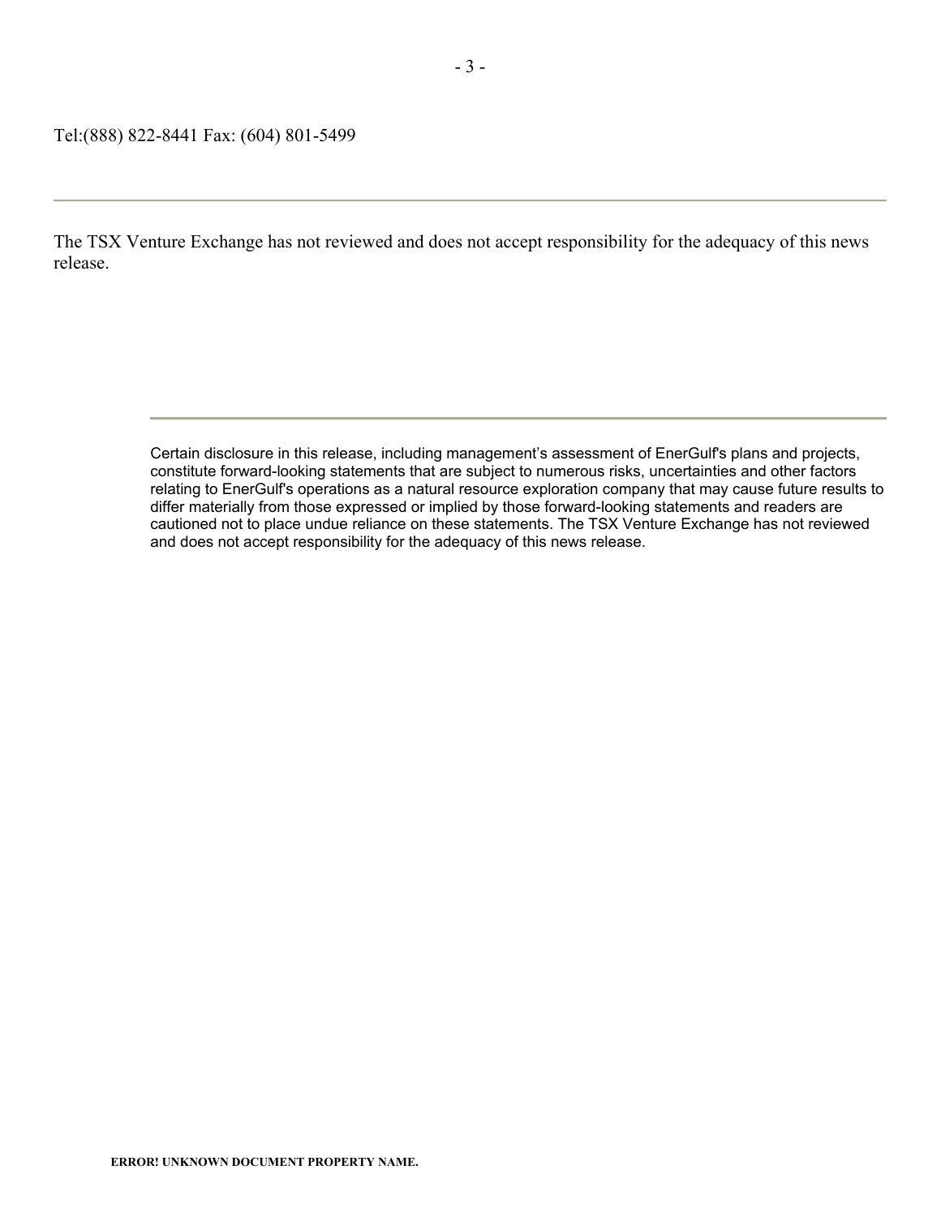Tel:(888) 822-8441 Fax: (604) 801-5499

---

The TSX Venture Exchange has not reviewed and does not accept responsibility for the adequacy of this news release.

---

Certain disclosure in this release, including management's assessment of EnerGulf's plans and projects, constitute forward-looking statements that are subject to numerous risks, uncertainties and other factors relating to EnerGulf's operations as a natural resource exploration company that may cause future results to differ materially from those expressed or implied by those forward-looking statements and readers are cautioned not to place undue reliance on these statements. The TSX Venture Exchange has not reviewed and does not accept responsibility for the adequacy of this news release.

**ERROR! UNKNOWN DOCUMENT PROPERTY NAME.**